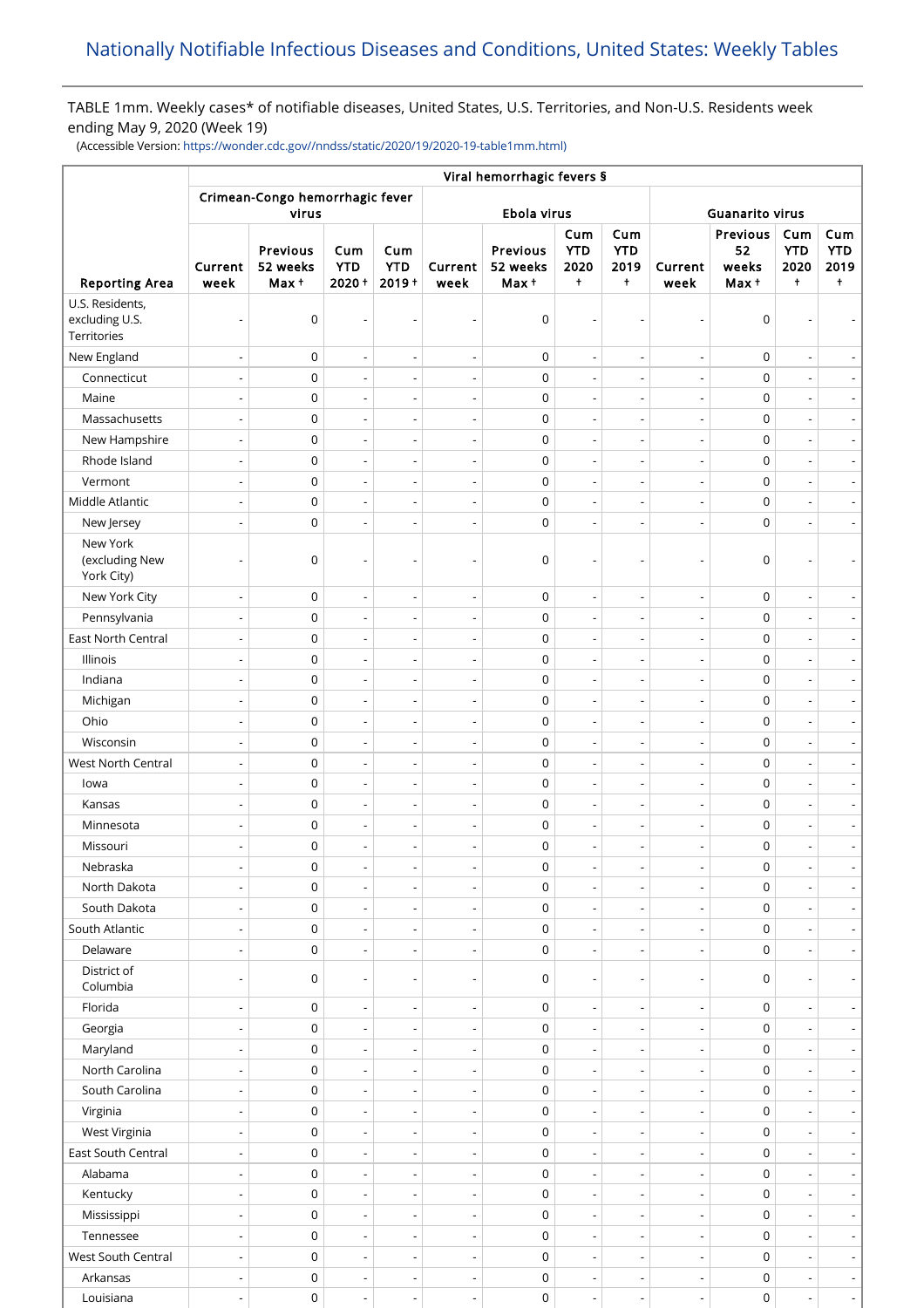# Nationally Notifiable Infectious Diseases and Conditions, United States: Weekly Tables

TABLE 1mm. Weekly cases* of notifiable diseases, United States, U.S. Territories, and Non-U.S. Residents week ending May 9, 2020 (Week 19)

(Accessible Version: https://wonder.cdc.gov//nndss/static/2020/19/2020-19-table1mm.html)

| | Viral hemorrhagic fevers § | | | | | | | | | | | |
|---|---|---|---|---|---|---|---|---|---|---|---|---|
| | Crimean-Congo hemorrhagic fever virus | | | | Ebola virus | | | | Guanarito virus | | | |
| Reporting Area | Current week | Previous 52 weeks Max † | Cum YTD 2020 † | Cum YTD 2019 † | Current week | Previous 52 weeks Max † | Cum YTD 2020 † | Cum YTD 2019 † | Current week | Previous 52 weeks Max † | Cum YTD 2020 † | Cum YTD 2019 † |
| U.S. Residents, excluding U.S. Territories | - | 0 | - | - | - | 0 | - | - | - | 0 | - | - |
| New England | - | 0 | - | - | - | 0 | - | - | - | 0 | - | - |
| Connecticut | - | 0 | - | - | - | 0 | - | - | - | 0 | - | - |
| Maine | - | 0 | - | - | - | 0 | - | - | - | 0 | - | - |
| Massachusetts | - | 0 | - | - | - | 0 | - | - | - | 0 | - | - |
| New Hampshire | - | 0 | - | - | - | 0 | - | - | - | 0 | - | - |
| Rhode Island | - | 0 | - | - | - | 0 | - | - | - | 0 | - | - |
| Vermont | - | 0 | - | - | - | 0 | - | - | - | 0 | - | - |
| Middle Atlantic | - | 0 | - | - | - | 0 | - | - | - | 0 | - | - |
| New Jersey | - | 0 | - | - | - | 0 | - | - | - | 0 | - | - |
| New York (excluding New York City) | - | 0 | - | - | - | 0 | - | - | - | 0 | - | - |
| New York City | - | 0 | - | - | - | 0 | - | - | - | 0 | - | - |
| Pennsylvania | - | 0 | - | - | - | 0 | - | - | - | 0 | - | - |
| East North Central | - | 0 | - | - | - | 0 | - | - | - | 0 | - | - |
| Illinois | - | 0 | - | - | - | 0 | - | - | - | 0 | - | - |
| Indiana | - | 0 | - | - | - | 0 | - | - | - | 0 | - | - |
| Michigan | - | 0 | - | - | - | 0 | - | - | - | 0 | - | - |
| Ohio | - | 0 | - | - | - | 0 | - | - | - | 0 | - | - |
| Wisconsin | - | 0 | - | - | - | 0 | - | - | - | 0 | - | - |
| West North Central | - | 0 | - | - | - | 0 | - | - | - | 0 | - | - |
| Iowa | - | 0 | - | - | - | 0 | - | - | - | 0 | - | - |
| Kansas | - | 0 | - | - | - | 0 | - | - | - | 0 | - | - |
| Minnesota | - | 0 | - | - | - | 0 | - | - | - | 0 | - | - |
| Missouri | - | 0 | - | - | - | 0 | - | - | - | 0 | - | - |
| Nebraska | - | 0 | - | - | - | 0 | - | - | - | 0 | - | - |
| North Dakota | - | 0 | - | - | - | 0 | - | - | - | 0 | - | - |
| South Dakota | - | 0 | - | - | - | 0 | - | - | - | 0 | - | - |
| South Atlantic | - | 0 | - | - | - | 0 | - | - | - | 0 | - | - |
| Delaware | - | 0 | - | - | - | 0 | - | - | - | 0 | - | - |
| District of Columbia | - | 0 | - | - | - | 0 | - | - | - | 0 | - | - |
| Florida | - | 0 | - | - | - | 0 | - | - | - | 0 | - | - |
| Georgia | - | 0 | - | - | - | 0 | - | - | - | 0 | - | - |
| Maryland | - | 0 | - | - | - | 0 | - | - | - | 0 | - | - |
| North Carolina | - | 0 | - | - | - | 0 | - | - | - | 0 | - | - |
| South Carolina | - | 0 | - | - | - | 0 | - | - | - | 0 | - | - |
| Virginia | - | 0 | - | - | - | 0 | - | - | - | 0 | - | - |
| West Virginia | - | 0 | - | - | - | 0 | - | - | - | 0 | - | - |
| East South Central | - | 0 | - | - | - | 0 | - | - | - | 0 | - | - |
| Alabama | - | 0 | - | - | - | 0 | - | - | - | 0 | - | - |
| Kentucky | - | 0 | - | - | - | 0 | - | - | - | 0 | - | - |
| Mississippi | - | 0 | - | - | - | 0 | - | - | - | 0 | - | - |
| Tennessee | - | 0 | - | - | - | 0 | - | - | - | 0 | - | - |
| West South Central | - | 0 | - | - | - | 0 | - | - | - | 0 | - | - |
| Arkansas | - | 0 | - | - | - | 0 | - | - | - | 0 | - | - |
| Louisiana | - | 0 | - | - | - | 0 | - | - | - | 0 | - | - |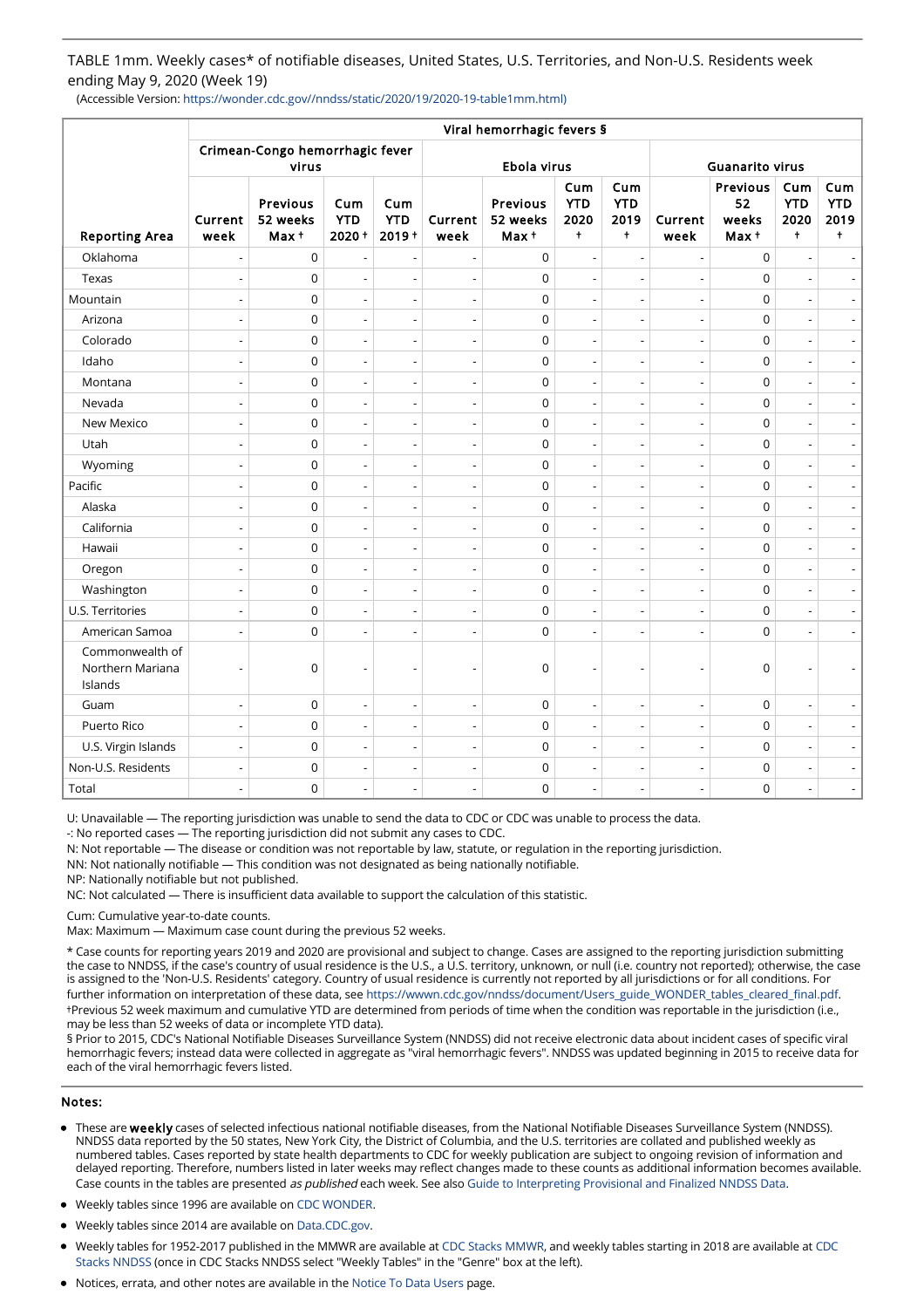TABLE 1mm. Weekly cases* of notifiable diseases, United States, U.S. Territories, and Non-U.S. Residents week ending May 9, 2020 (Week 19)

(Accessible Version: https://wonder.cdc.gov//nndss/static/2020/19/2020-19-table1mm.html)

| | Viral hemorrhagic fevers § | | | | | | | | | | | |
|---|---|---|---|---|---|---|---|---|---|---|---|---|
| | Crimean-Congo hemorrhagic fever virus | | | | Ebola virus | | | | Guanarito virus | | | |
| Reporting Area | Current week | Previous 52 weeks Max † | Cum YTD 2020 † | Cum YTD 2019 † | Current week | Previous 52 weeks Max † | Cum YTD 2020 † | Cum YTD 2019 † | Current week | Previous 52 weeks Max † | Cum YTD 2020 † | Cum YTD 2019 † |
| Oklahoma | - | 0 | - | - | - | 0 | - | - | - | 0 | - | - |
| Texas | - | 0 | - | - | - | 0 | - | - | - | 0 | - | - |
| Mountain | - | 0 | - | - | - | 0 | - | - | - | 0 | - | - |
| Arizona | - | 0 | - | - | - | 0 | - | - | - | 0 | - | - |
| Colorado | - | 0 | - | - | - | 0 | - | - | - | 0 | - | - |
| Idaho | - | 0 | - | - | - | 0 | - | - | - | 0 | - | - |
| Montana | - | 0 | - | - | - | 0 | - | - | - | 0 | - | - |
| Nevada | - | 0 | - | - | - | 0 | - | - | - | 0 | - | - |
| New Mexico | - | 0 | - | - | - | 0 | - | - | - | 0 | - | - |
| Utah | - | 0 | - | - | - | 0 | - | - | - | 0 | - | - |
| Wyoming | - | 0 | - | - | - | 0 | - | - | - | 0 | - | - |
| Pacific | - | 0 | - | - | - | 0 | - | - | - | 0 | - | - |
| Alaska | - | 0 | - | - | - | 0 | - | - | - | 0 | - | - |
| California | - | 0 | - | - | - | 0 | - | - | - | 0 | - | - |
| Hawaii | - | 0 | - | - | - | 0 | - | - | - | 0 | - | - |
| Oregon | - | 0 | - | - | - | 0 | - | - | - | 0 | - | - |
| Washington | - | 0 | - | - | - | 0 | - | - | - | 0 | - | - |
| U.S. Territories | - | 0 | - | - | - | 0 | - | - | - | 0 | - | - |
| American Samoa | - | 0 | - | - | - | 0 | - | - | - | 0 | - | - |
| Commonwealth of Northern Mariana Islands | - | 0 | - | - | - | 0 | - | - | - | 0 | - | - |
| Guam | - | 0 | - | - | - | 0 | - | - | - | 0 | - | - |
| Puerto Rico | - | 0 | - | - | - | 0 | - | - | - | 0 | - | - |
| U.S. Virgin Islands | - | 0 | - | - | - | 0 | - | - | - | 0 | - | - |
| Non-U.S. Residents | - | 0 | - | - | - | 0 | - | - | - | 0 | - | - |
| Total | - | 0 | - | - | - | 0 | - | - | - | 0 | - | - |

U: Unavailable — The reporting jurisdiction was unable to send the data to CDC or CDC was unable to process the data.

-: No reported cases — The reporting jurisdiction did not submit any cases to CDC.

N: Not reportable — The disease or condition was not reportable by law, statute, or regulation in the reporting jurisdiction.

NN: Not nationally notifiable — This condition was not designated as being nationally notifiable.

NP: Nationally notifiable but not published.

NC: Not calculated — There is insufficient data available to support the calculation of this statistic.

Cum: Cumulative year-to-date counts.

Max: Maximum — Maximum case count during the previous 52 weeks.

* Case counts for reporting years 2019 and 2020 are provisional and subject to change. Cases are assigned to the reporting jurisdiction submitting the case to NNDSS, if the case's country of usual residence is the U.S., a U.S. territory, unknown, or null (i.e. country not reported); otherwise, the case is assigned to the 'Non-U.S. Residents' category. Country of usual residence is currently not reported by all jurisdictions or for all conditions. For further information on interpretation of these data, see https://wwwn.cdc.gov/nndss/document/Users_guide_WONDER_tables_cleared_final.pdf.

†Previous 52 week maximum and cumulative YTD are determined from periods of time when the condition was reportable in the jurisdiction (i.e., may be less than 52 weeks of data or incomplete YTD data).

§ Prior to 2015, CDC's National Notifiable Diseases Surveillance System (NNDSS) did not receive electronic data about incident cases of specific viral hemorrhagic fevers; instead data were collected in aggregate as "viral hemorrhagic fevers". NNDSS was updated beginning in 2015 to receive data for each of the viral hemorrhagic fevers listed.

**Notes:**

- These are **weekly** cases of selected infectious national notifiable diseases, from the National Notifiable Diseases Surveillance System (NNDSS). NNDSS data reported by the 50 states, New York City, the District of Columbia, and the U.S. territories are collated and published weekly as numbered tables. Cases reported by state health departments to CDC for weekly publication are subject to ongoing revision of information and delayed reporting. Therefore, numbers listed in later weeks may reflect changes made to these counts as additional information becomes available. Case counts in the tables are presented *as published* each week. See also Guide to Interpreting Provisional and Finalized NNDSS Data.
- Weekly tables since 1996 are available on CDC WONDER.
- Weekly tables since 2014 are available on Data.CDC.gov.
- Weekly tables for 1952-2017 published in the MMWR are available at CDC Stacks MMWR, and weekly tables starting in 2018 are available at CDC Stacks NNDSS (once in CDC Stacks NNDSS select "Weekly Tables" in the "Genre" box at the left).
- Notices, errata, and other notes are available in the Notice To Data Users page.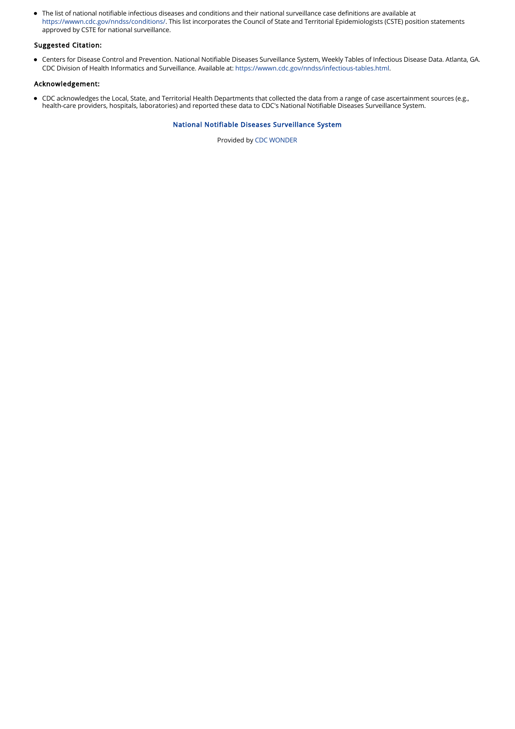- The list of national notifiable infectious diseases and conditions and their national surveillance case definitions are available at https://wwwn.cdc.gov/nndss/conditions/. This list incorporates the Council of State and Territorial Epidemiologists (CSTE) position statements approved by CSTE for national surveillance.

### Suggested Citation:

- Centers for Disease Control and Prevention. National Notifiable Diseases Surveillance System, Weekly Tables of Infectious Disease Data. Atlanta, GA. CDC Division of Health Informatics and Surveillance. Available at: https://wwwn.cdc.gov/nndss/infectious-tables.html.

### Acknowledgement:

- CDC acknowledges the Local, State, and Territorial Health Departments that collected the data from a range of case ascertainment sources (e.g., health-care providers, hospitals, laboratories) and reported these data to CDC's National Notifiable Diseases Surveillance System.

National Notifiable Diseases Surveillance System

Provided by CDC WONDER